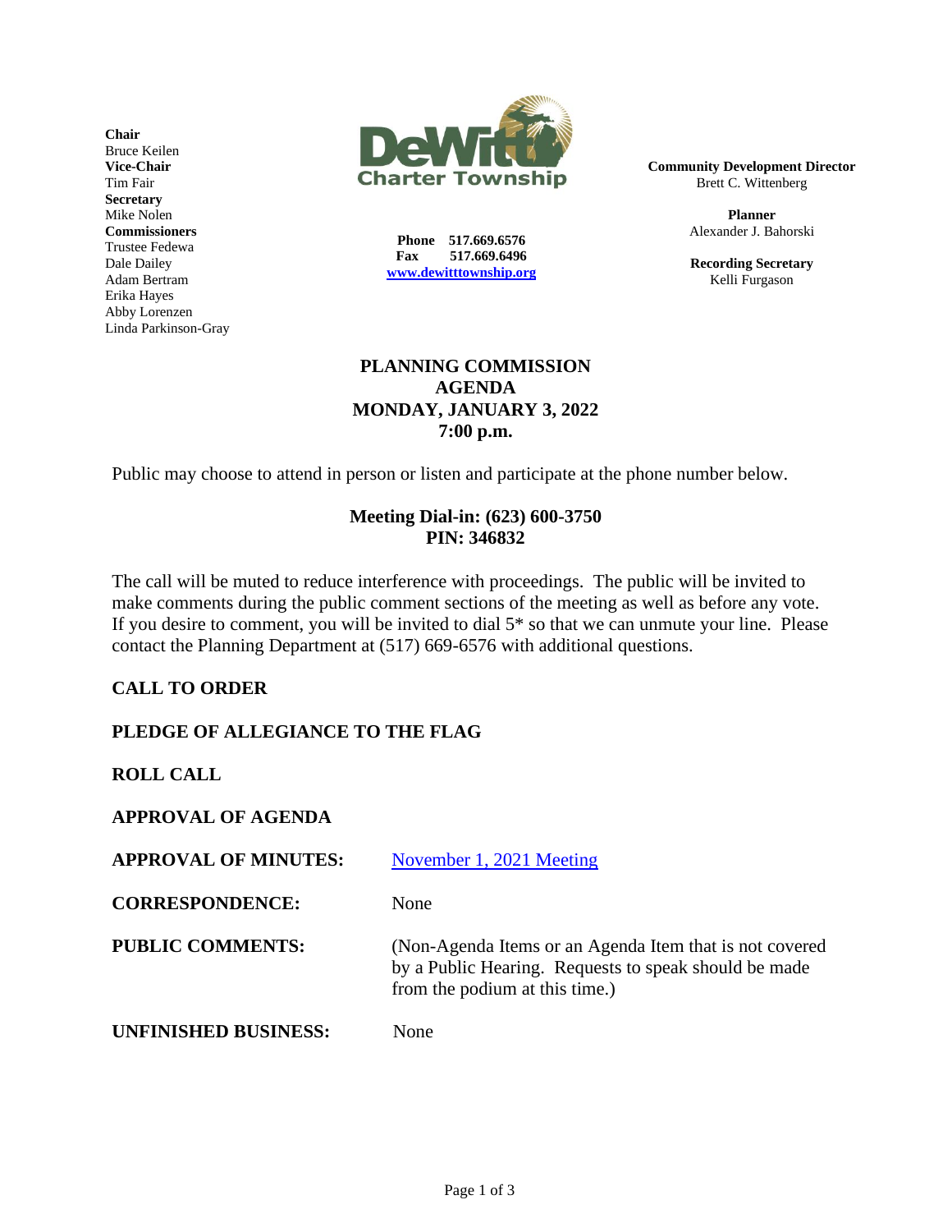**Chair**
Bruce Keilen
**Vice-Chair**
Tim Fair
**Secretary**
Mike Nolen
**Commissioners**
Trustee Fedewa
Dale Dailey
Adam Bertram
Erika Hayes
Abby Lorenzen
Linda Parkinson-Gray

DeWitt Charter Township

**Phone** 517.669.6576
**Fax** 517.669.6496
[www.dewitttownship.org](http://www.dewitttownship.org)

**Community Development Director**
Brett C. Wittenberg

**Planner**
Alexander J. Bahorski

**Recording Secretary**
Kelli Furgason

# PLANNING COMMISSION AGENDA
## MONDAY, JANUARY 3, 2022
## 7:00 p.m.

Public may choose to attend in person or listen and participate at the phone number below.

**Meeting Dial-in: (623) 600-3750**
**PIN: 346832**

The call will be muted to reduce interference with proceedings. The public will be invited to make comments during the public comment sections of the meeting as well as before any vote. If you desire to comment, you will be invited to dial 5* so that we can unmute your line. Please contact the Planning Department at (517) 669-6576 with additional questions.

**CALL TO ORDER**

**PLEDGE OF ALLEGIANCE TO THE FLAG**

**ROLL CALL**

**APPROVAL OF AGENDA**

**APPROVAL OF MINUTES:** November 1, 2021 Meeting

**CORRESPONDENCE:** None

**PUBLIC COMMENTS:** (Non-Agenda Items or an Agenda Item that is not covered by a Public Hearing. Requests to speak should be made from the podium at this time.)

**UNFINISHED BUSINESS:** None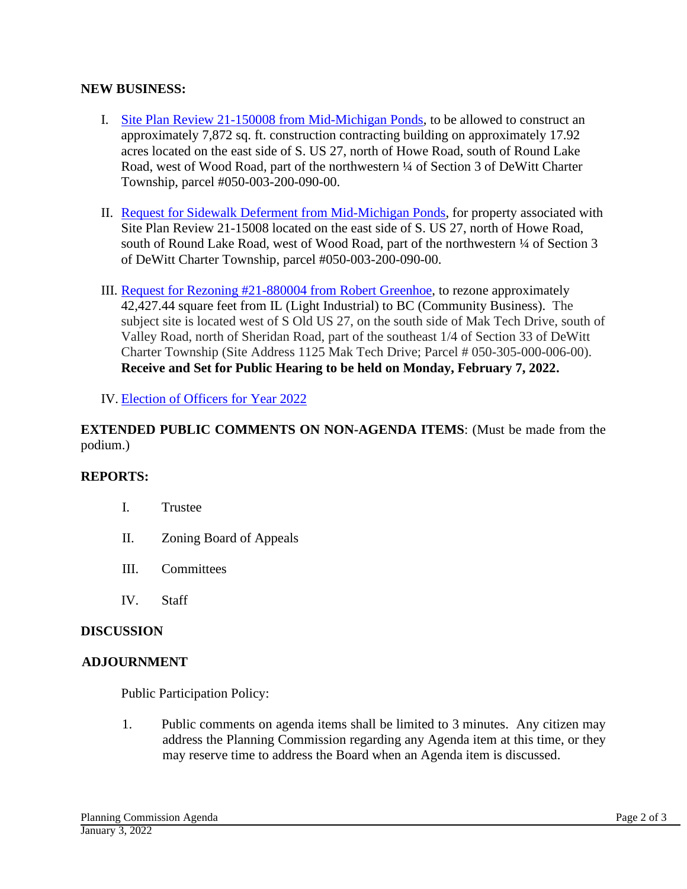**NEW BUSINESS:**

I. Site Plan Review 21-150008 from Mid-Michigan Ponds, to be allowed to construct an approximately 7,872 sq. ft. construction contracting building on approximately 17.92 acres located on the east side of S. US 27, north of Howe Road, south of Round Lake Road, west of Wood Road, part of the northwestern ¼ of Section 3 of DeWitt Charter Township, parcel #050-003-200-090-00.

II. Request for Sidewalk Deferment from Mid-Michigan Ponds, for property associated with Site Plan Review 21-15008 located on the east side of S. US 27, north of Howe Road, south of Round Lake Road, west of Wood Road, part of the northwestern ¼ of Section 3 of DeWitt Charter Township, parcel #050-003-200-090-00.

III. Request for Rezoning #21-880004 from Robert Greenhoe, to rezone approximately 42,427.44 square feet from IL (Light Industrial) to BC (Community Business). The subject site is located west of S Old US 27, on the south side of Mak Tech Drive, south of Valley Road, north of Sheridan Road, part of the southeast 1/4 of Section 33 of DeWitt Charter Township (Site Address 1125 Mak Tech Drive; Parcel # 050-305-000-006-00). **Receive and Set for Public Hearing to be held on Monday, February 7, 2022.**

IV. Election of Officers for Year 2022

**EXTENDED PUBLIC COMMENTS ON NON-AGENDA ITEMS**: (Must be made from the podium.)

**REPORTS:**

I. Trustee

II. Zoning Board of Appeals

III. Committees

IV. Staff

**DISCUSSION**

**ADJOURNMENT**

Public Participation Policy:

1. Public comments on agenda items shall be limited to 3 minutes. Any citizen may address the Planning Commission regarding any Agenda item at this time, or they may reserve time to address the Board when an Agenda item is discussed.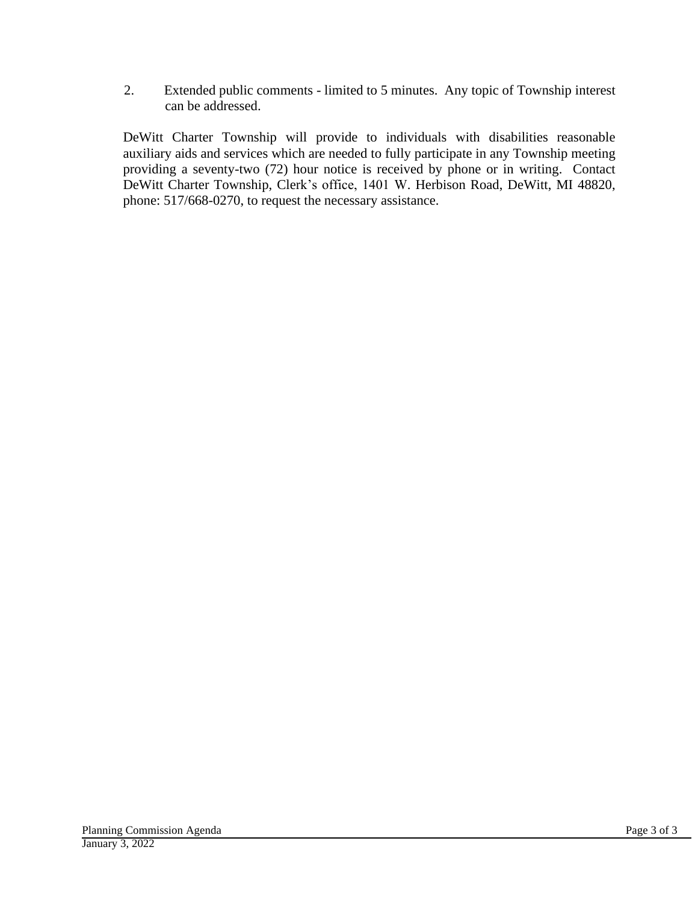2. Extended public comments - limited to 5 minutes. Any topic of Township interest can be addressed.

DeWitt Charter Township will provide to individuals with disabilities reasonable auxiliary aids and services which are needed to fully participate in any Township meeting providing a seventy-two (72) hour notice is received by phone or in writing. Contact DeWitt Charter Township, Clerk's office, 1401 W. Herbison Road, DeWitt, MI 48820, phone: 517/668-0270, to request the necessary assistance.